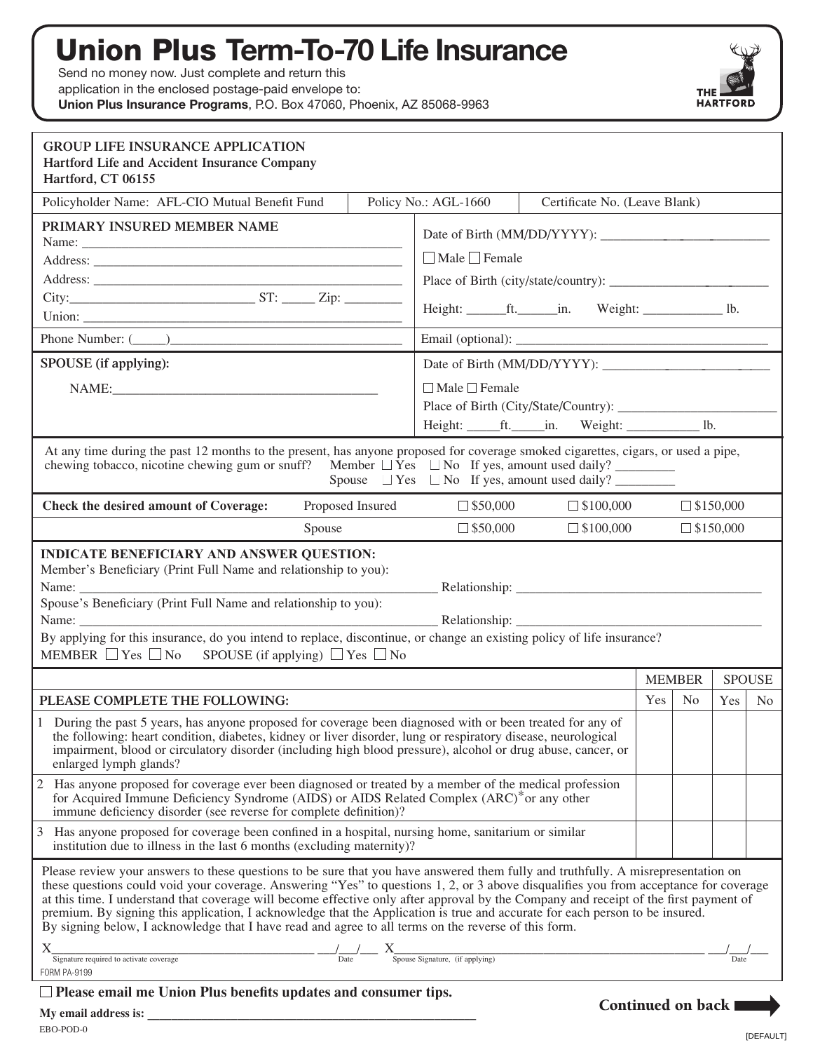# Union Plus Term-To-70 Life Insurance

Send no money now. Just complete and return this application in the enclosed postage-paid envelope to:
**Union Plus Insurance Programs**, P.O. Box 47060, Phoenix, AZ 85068-9963

THE HARTFORD

**GROUP LIFE INSURANCE APPLICATION**
**Hartford Life and Accident Insurance Company**
**Hartford, CT 06155**

| Policyholder Name: AFL-CIO Mutual Benefit Fund | Policy No.: AGL-1660 | Certificate No. (Leave Blank) |
|---|---|---|

**PRIMARY INSURED MEMBER NAME**
Name: ____________________
Address: ____________________
Address: ____________________
City: ____________ ST: _____ Zip: ________
Union: ____________________

Date of Birth (MM/DD/YYYY): ____________
☐ Male ☐ Female
Place of Birth (city/state/country): ____________
Height: ______ft.______in. Weight: ____________ lb.

Phone Number: (_____)____________________
Email (optional): ____________________

**SPOUSE (if applying):**
NAME: ____________________

Date of Birth (MM/DD/YYYY): ____________
☐ Male ☐ Female
Place of Birth (City/State/Country): ____________
Height: _____ft._____in. Weight: ___________ lb.

At any time during the past 12 months to the present, has anyone proposed for coverage smoked cigarettes, cigars, or used a pipe, chewing tobacco, nicotine chewing gum or snuff? Member ☐ Yes ☐ No If yes, amount used daily? _________
Spouse ☐ Yes ☐ No If yes, amount used daily? _________

| **Check the desired amount of Coverage:** | Proposed Insured | ☐ $50,000 | ☐ $100,000 | ☐ $150,000 |
|---|---|---|---|---|
| | Spouse | ☐ $50,000 | ☐ $100,000 | ☐ $150,000 |

**INDICATE BENEFICIARY AND ANSWER QUESTION:**
Member's Beneficiary (Print Full Name and relationship to you):
Name: ____________________ Relationship: ____________________
Spouse's Beneficiary (Print Full Name and relationship to you):
Name: ____________________ Relationship: ____________________
By applying for this insurance, do you intend to replace, discontinue, or change an existing policy of life insurance?
MEMBER ☐ Yes ☐ No SPOUSE (if applying) ☐ Yes ☐ No

| | MEMBER | | SPOUSE | |
|---|---|---|---|---|
| **PLEASE COMPLETE THE FOLLOWING:** | Yes | No | Yes | No |
| 1 During the past 5 years, has anyone proposed for coverage been diagnosed with or been treated for any of the following: heart condition, diabetes, kidney or liver disorder, lung or respiratory disease, neurological impairment, blood or circulatory disorder (including high blood pressure), alcohol or drug abuse, cancer, or enlarged lymph glands? | | | | |
| 2 Has anyone proposed for coverage ever been diagnosed or treated by a member of the medical profession for Acquired Immune Deficiency Syndrome (AIDS) or AIDS Related Complex (ARC)* or any other immune deficiency disorder (see reverse for complete definition)? | | | | |
| 3 Has anyone proposed for coverage been confined in a hospital, nursing home, sanitarium or similar institution due to illness in the last 6 months (excluding maternity)? | | | | |

Please review your answers to these questions to be sure that you have answered them fully and truthfully. A misrepresentation on these questions could void your coverage. Answering "Yes" to questions 1, 2, or 3 above disqualifies you from acceptance for coverage at this time. I understand that coverage will become effective only after approval by the Company and receipt of the first payment of premium. By signing this application, I acknowledge that the Application is true and accurate for each person to be insured. By signing below, I acknowledge that I have read and agree to all terms on the reverse of this form.

X____________________ ___/___/___ X____________________ ___/___/___
Signature required to activate coverage — Date — Spouse Signature, (if applying) — Date

FORM PA-9199

☐ **Please email me Union Plus benefits updates and consumer tips.**

**My email address is:** ____________________

**Continued on back**

EBO-POD-0

[DEFAULT]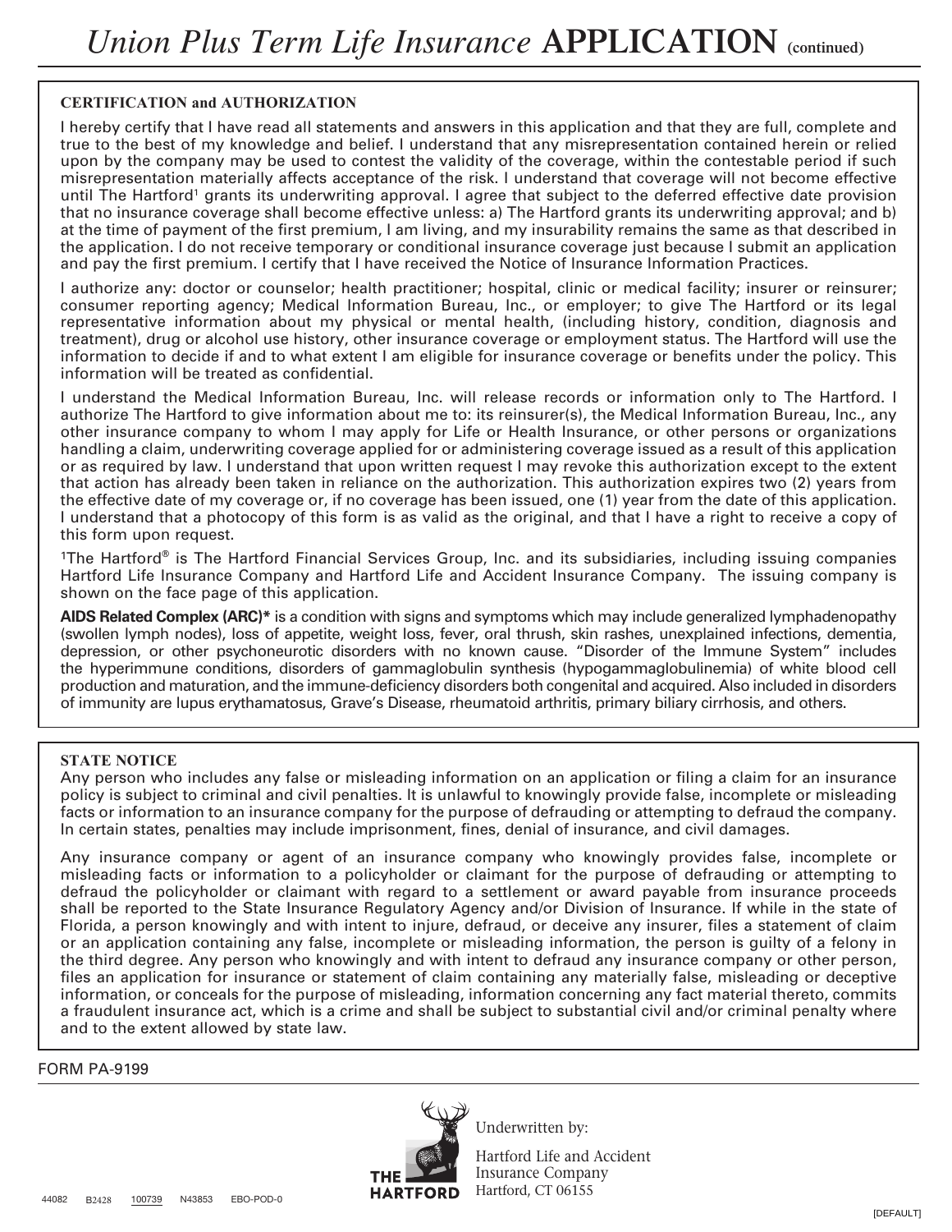# *Union Plus Term Life Insurance* APPLICATION (continued)

## CERTIFICATION and AUTHORIZATION

I hereby certify that I have read all statements and answers in this application and that they are full, complete and true to the best of my knowledge and belief. I understand that any misrepresentation contained herein or relied upon by the company may be used to contest the validity of the coverage, within the contestable period if such misrepresentation materially affects acceptance of the risk. I understand that coverage will not become effective until The Hartford[1] grants its underwriting approval. I agree that subject to the deferred effective date provision that no insurance coverage shall become effective unless: a) The Hartford grants its underwriting approval; and b) at the time of payment of the first premium, I am living, and my insurability remains the same as that described in the application. I do not receive temporary or conditional insurance coverage just because I submit an application and pay the first premium. I certify that I have received the Notice of Insurance Information Practices.

I authorize any: doctor or counselor; health practitioner; hospital, clinic or medical facility; insurer or reinsurer; consumer reporting agency; Medical Information Bureau, Inc., or employer; to give The Hartford or its legal representative information about my physical or mental health, (including history, condition, diagnosis and treatment), drug or alcohol use history, other insurance coverage or employment status. The Hartford will use the information to decide if and to what extent I am eligible for insurance coverage or benefits under the policy. This information will be treated as confidential.

I understand the Medical Information Bureau, Inc. will release records or information only to The Hartford. I authorize The Hartford to give information about me to: its reinsurer(s), the Medical Information Bureau, Inc., any other insurance company to whom I may apply for Life or Health Insurance, or other persons or organizations handling a claim, underwriting coverage applied for or administering coverage issued as a result of this application or as required by law. I understand that upon written request I may revoke this authorization except to the extent that action has already been taken in reliance on the authorization. This authorization expires two (2) years from the effective date of my coverage or, if no coverage has been issued, one (1) year from the date of this application. I understand that a photocopy of this form is as valid as the original, and that I have a right to receive a copy of this form upon request.

[1]The Hartford® is The Hartford Financial Services Group, Inc. and its subsidiaries, including issuing companies Hartford Life Insurance Company and Hartford Life and Accident Insurance Company. The issuing company is shown on the face page of this application.

**AIDS Related Complex (ARC)*** is a condition with signs and symptoms which may include generalized lymphadenopathy (swollen lymph nodes), loss of appetite, weight loss, fever, oral thrush, skin rashes, unexplained infections, dementia, depression, or other psychoneurotic disorders with no known cause. "Disorder of the Immune System" includes the hyperimmune conditions, disorders of gammaglobulin synthesis (hypogammaglobulinemia) of white blood cell production and maturation, and the immune-deficiency disorders both congenital and acquired. Also included in disorders of immunity are lupus erythamatosus, Grave's Disease, rheumatoid arthritis, primary biliary cirrhosis, and others.

## STATE NOTICE

Any person who includes any false or misleading information on an application or filing a claim for an insurance policy is subject to criminal and civil penalties. It is unlawful to knowingly provide false, incomplete or misleading facts or information to an insurance company for the purpose of defrauding or attempting to defraud the company. In certain states, penalties may include imprisonment, fines, denial of insurance, and civil damages.

Any insurance company or agent of an insurance company who knowingly provides false, incomplete or misleading facts or information to a policyholder or claimant for the purpose of defrauding or attempting to defraud the policyholder or claimant with regard to a settlement or award payable from insurance proceeds shall be reported to the State Insurance Regulatory Agency and/or Division of Insurance. If while in the state of Florida, a person knowingly and with intent to injure, defraud, or deceive any insurer, files a statement of claim or an application containing any false, incomplete or misleading information, the person is guilty of a felony in the third degree. Any person who knowingly and with intent to defraud any insurance company or other person, files an application for insurance or statement of claim containing any materially false, misleading or deceptive information, or conceals for the purpose of misleading, information concerning any fact material thereto, commits a fraudulent insurance act, which is a crime and shall be subject to substantial civil and/or criminal penalty where and to the extent allowed by state law.

FORM PA-9199

Underwritten by:

Hartford Life and Accident Insurance Company
Hartford, CT 06155

44082 B2428 100739 N43853 EBO-POD-0

[DEFAULT]